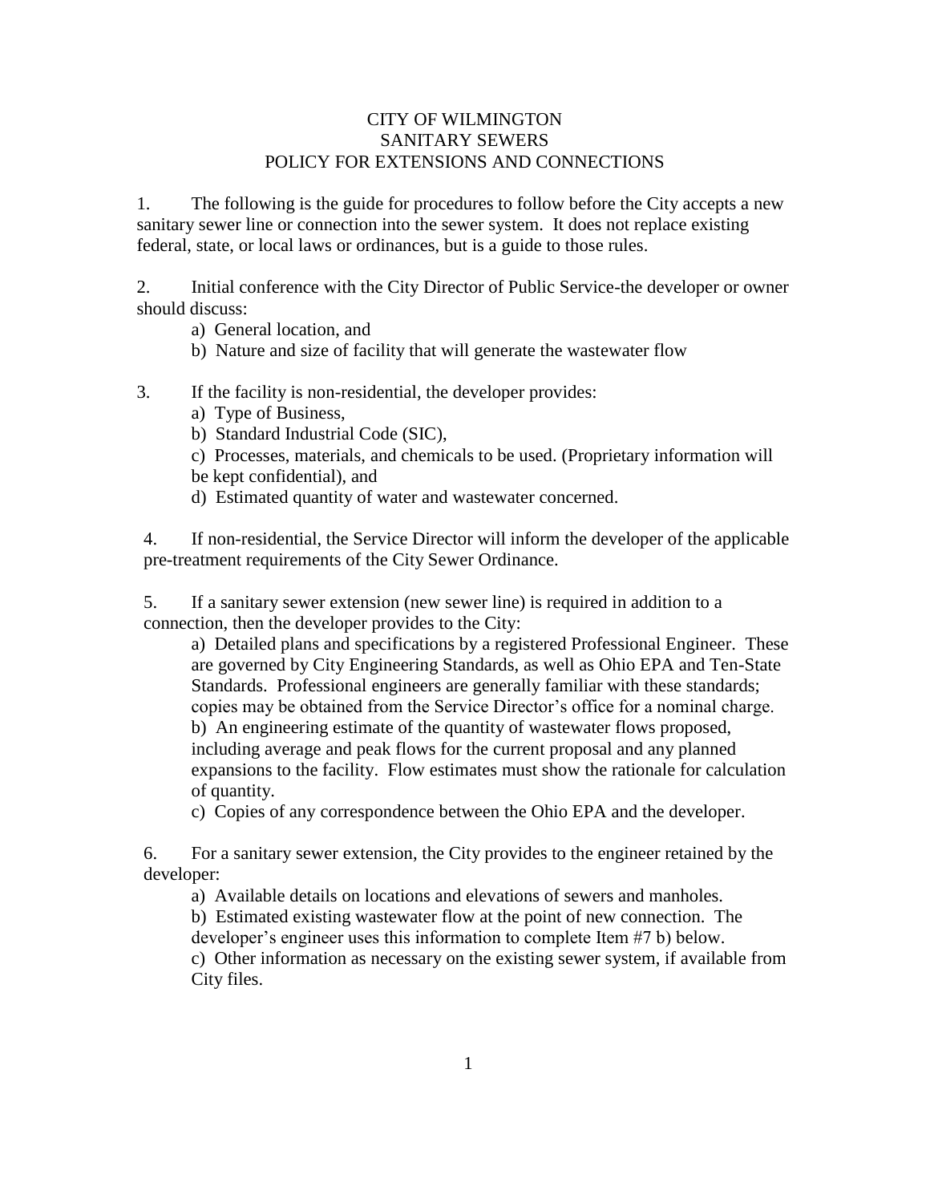# CITY OF WILMINGTON
## SANITARY SEWERS
## POLICY FOR EXTENSIONS AND CONNECTIONS

1. The following is the guide for procedures to follow before the City accepts a new sanitary sewer line or connection into the sewer system. It does not replace existing federal, state, or local laws or ordinances, but is a guide to those rules.

2. Initial conference with the City Director of Public Service-the developer or owner should discuss:
   - a) General location, and
   - b) Nature and size of facility that will generate the wastewater flow

3. If the facility is non-residential, the developer provides:
   - a) Type of Business,
   - b) Standard Industrial Code (SIC),
   - c) Processes, materials, and chemicals to be used. (Proprietary information will be kept confidential), and
   - d) Estimated quantity of water and wastewater concerned.

4. If non-residential, the Service Director will inform the developer of the applicable pre-treatment requirements of the City Sewer Ordinance.

5. If a sanitary sewer extension (new sewer line) is required in addition to a connection, then the developer provides to the City:
   - a) Detailed plans and specifications by a registered Professional Engineer. These are governed by City Engineering Standards, as well as Ohio EPA and Ten-State Standards. Professional engineers are generally familiar with these standards; copies may be obtained from the Service Director's office for a nominal charge.
   - b) An engineering estimate of the quantity of wastewater flows proposed, including average and peak flows for the current proposal and any planned expansions to the facility. Flow estimates must show the rationale for calculation of quantity.
   - c) Copies of any correspondence between the Ohio EPA and the developer.

6. For a sanitary sewer extension, the City provides to the engineer retained by the developer:
   - a) Available details on locations and elevations of sewers and manholes.
   - b) Estimated existing wastewater flow at the point of new connection. The developer's engineer uses this information to complete Item #7 b) below.
   - c) Other information as necessary on the existing sewer system, if available from City files.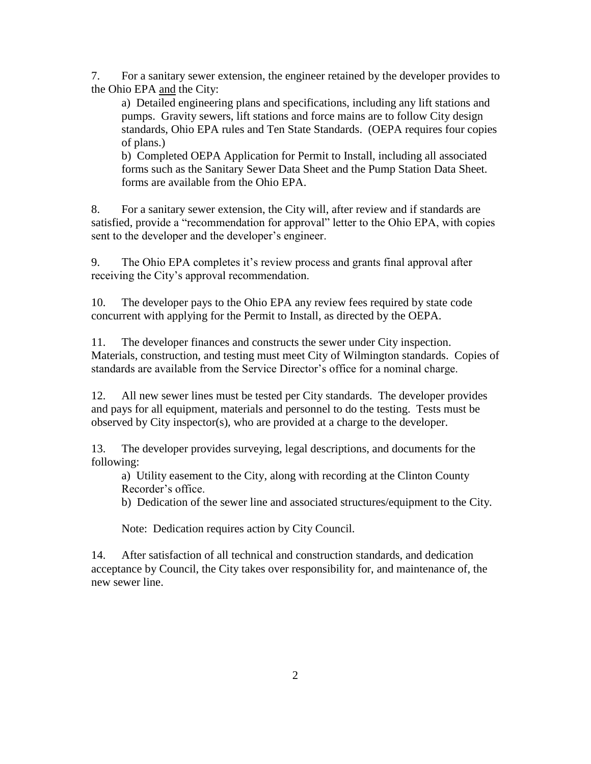7. For a sanitary sewer extension, the engineer retained by the developer provides to the Ohio EPA <u>and</u> the City:

   a) Detailed engineering plans and specifications, including any lift stations and pumps. Gravity sewers, lift stations and force mains are to follow City design standards, Ohio EPA rules and Ten State Standards. (OEPA requires four copies of plans.)

   b) Completed OEPA Application for Permit to Install, including all associated forms such as the Sanitary Sewer Data Sheet and the Pump Station Data Sheet. forms are available from the Ohio EPA.

8. For a sanitary sewer extension, the City will, after review and if standards are satisfied, provide a "recommendation for approval" letter to the Ohio EPA, with copies sent to the developer and the developer's engineer.

9. The Ohio EPA completes it's review process and grants final approval after receiving the City's approval recommendation.

10. The developer pays to the Ohio EPA any review fees required by state code concurrent with applying for the Permit to Install, as directed by the OEPA.

11. The developer finances and constructs the sewer under City inspection. Materials, construction, and testing must meet City of Wilmington standards. Copies of standards are available from the Service Director's office for a nominal charge.

12. All new sewer lines must be tested per City standards. The developer provides and pays for all equipment, materials and personnel to do the testing. Tests must be observed by City inspector(s), who are provided at a charge to the developer.

13. The developer provides surveying, legal descriptions, and documents for the following:

   a) Utility easement to the City, along with recording at the Clinton County Recorder's office.

   b) Dedication of the sewer line and associated structures/equipment to the City.

   Note: Dedication requires action by City Council.

14. After satisfaction of all technical and construction standards, and dedication acceptance by Council, the City takes over responsibility for, and maintenance of, the new sewer line.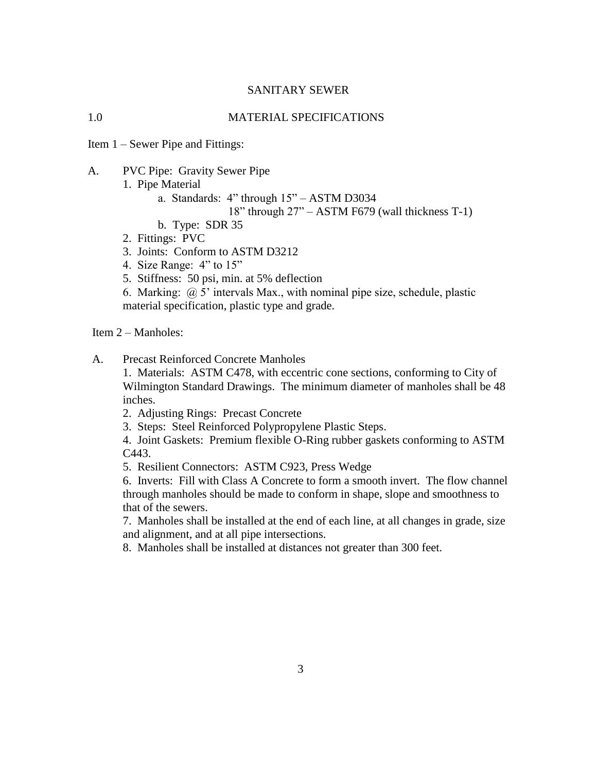# SANITARY SEWER

## 1.0 MATERIAL SPECIFICATIONS

Item 1 – Sewer Pipe and Fittings:

A. PVC Pipe: Gravity Sewer Pipe

1. Pipe Material
   - a. Standards: 4" through 15" – ASTM D3034
     
     18" through 27" – ASTM F679 (wall thickness T-1)
   - b. Type: SDR 35
2. Fittings: PVC
3. Joints: Conform to ASTM D3212
4. Size Range: 4" to 15"
5. Stiffness: 50 psi, min. at 5% deflection
6. Marking: @ 5' intervals Max., with nominal pipe size, schedule, plastic material specification, plastic type and grade.

Item 2 – Manholes:

A. Precast Reinforced Concrete Manholes

1. Materials: ASTM C478, with eccentric cone sections, conforming to City of Wilmington Standard Drawings. The minimum diameter of manholes shall be 48 inches.
2. Adjusting Rings: Precast Concrete
3. Steps: Steel Reinforced Polypropylene Plastic Steps.
4. Joint Gaskets: Premium flexible O-Ring rubber gaskets conforming to ASTM C443.
5. Resilient Connectors: ASTM C923, Press Wedge
6. Inverts: Fill with Class A Concrete to form a smooth invert. The flow channel through manholes should be made to conform in shape, slope and smoothness to that of the sewers.
7. Manholes shall be installed at the end of each line, at all changes in grade, size and alignment, and at all pipe intersections.
8. Manholes shall be installed at distances not greater than 300 feet.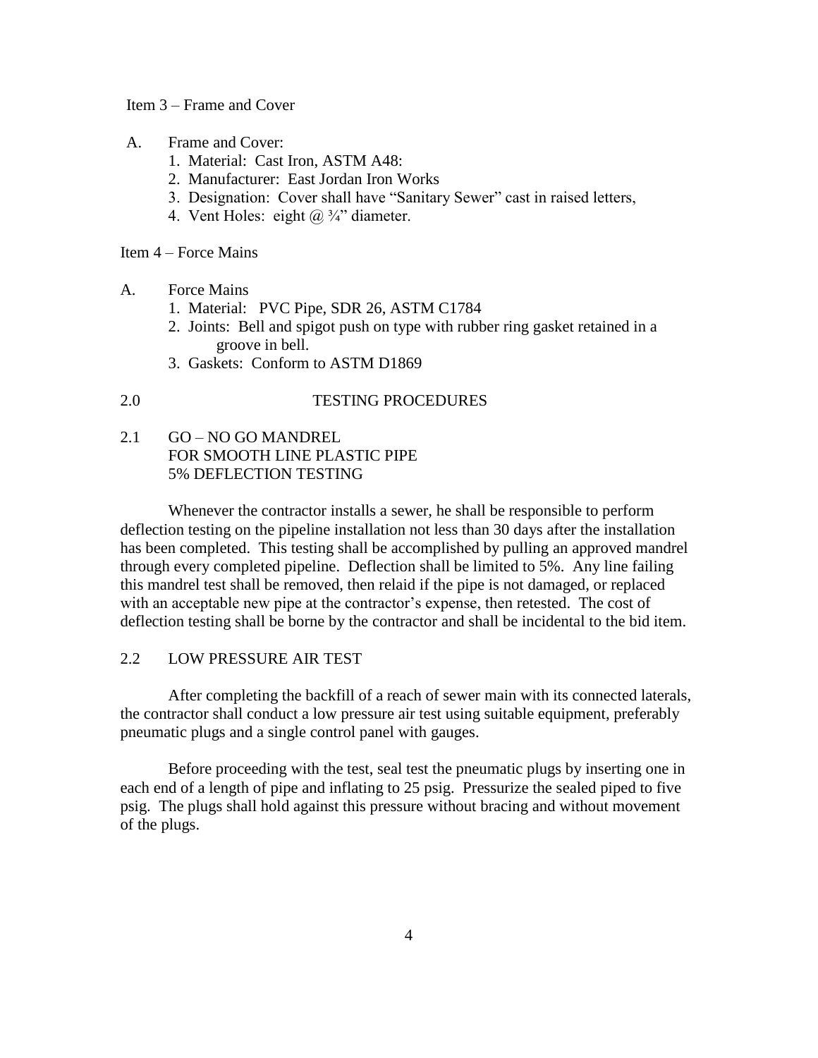Item 3 – Frame and Cover

A. Frame and Cover:
   1. Material: Cast Iron, ASTM A48:
   2. Manufacturer: East Jordan Iron Works
   3. Designation: Cover shall have "Sanitary Sewer" cast in raised letters,
   4. Vent Holes: eight @ ¾" diameter.

Item 4 – Force Mains

A. Force Mains
   1. Material: PVC Pipe, SDR 26, ASTM C1784
   2. Joints: Bell and spigot push on type with rubber ring gasket retained in a groove in bell.
   3. Gaskets: Conform to ASTM D1869

## 2.0 TESTING PROCEDURES

### 2.1 GO – NO GO MANDREL FOR SMOOTH LINE PLASTIC PIPE 5% DEFLECTION TESTING

Whenever the contractor installs a sewer, he shall be responsible to perform deflection testing on the pipeline installation not less than 30 days after the installation has been completed. This testing shall be accomplished by pulling an approved mandrel through every completed pipeline. Deflection shall be limited to 5%. Any line failing this mandrel test shall be removed, then relaid if the pipe is not damaged, or replaced with an acceptable new pipe at the contractor's expense, then retested. The cost of deflection testing shall be borne by the contractor and shall be incidental to the bid item.

### 2.2 LOW PRESSURE AIR TEST

After completing the backfill of a reach of sewer main with its connected laterals, the contractor shall conduct a low pressure air test using suitable equipment, preferably pneumatic plugs and a single control panel with gauges.

Before proceeding with the test, seal test the pneumatic plugs by inserting one in each end of a length of pipe and inflating to 25 psig. Pressurize the sealed piped to five psig. The plugs shall hold against this pressure without bracing and without movement of the plugs.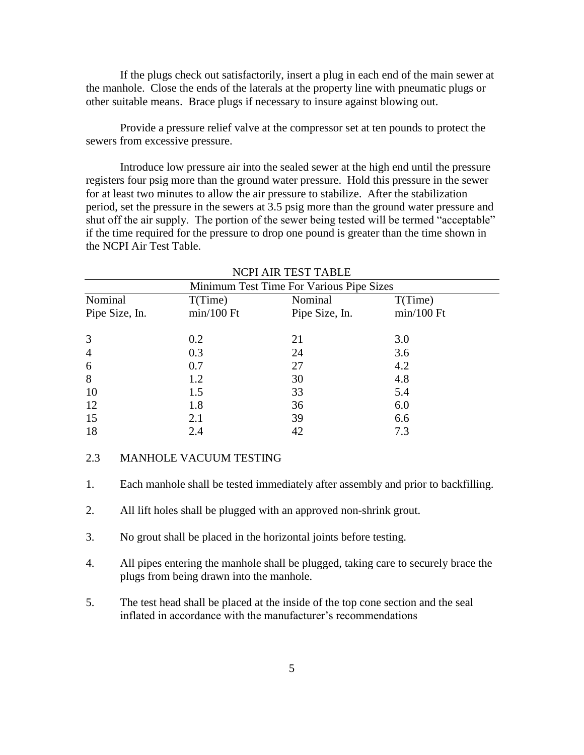If the plugs check out satisfactorily, insert a plug in each end of the main sewer at the manhole. Close the ends of the laterals at the property line with pneumatic plugs or other suitable means. Brace plugs if necessary to insure against blowing out.

Provide a pressure relief valve at the compressor set at ten pounds to protect the sewers from excessive pressure.

Introduce low pressure air into the sealed sewer at the high end until the pressure registers four psig more than the ground water pressure. Hold this pressure in the sewer for at least two minutes to allow the air pressure to stabilize. After the stabilization period, set the pressure in the sewers at 3.5 psig more than the ground water pressure and shut off the air supply. The portion of the sewer being tested will be termed "acceptable" if the time required for the pressure to drop one pound is greater than the time shown in the NCPI Air Test Table.

NCPI AIR TEST TABLE

| Minimum Test Time For Various Pipe Sizes | | | |
|---|---|---|---|
| Nominal Pipe Size, In. | T(Time) min/100 Ft | Nominal Pipe Size, In. | T(Time) min/100 Ft |
| 3 | 0.2 | 21 | 3.0 |
| 4 | 0.3 | 24 | 3.6 |
| 6 | 0.7 | 27 | 4.2 |
| 8 | 1.2 | 30 | 4.8 |
| 10 | 1.5 | 33 | 5.4 |
| 12 | 1.8 | 36 | 6.0 |
| 15 | 2.1 | 39 | 6.6 |
| 18 | 2.4 | 42 | 7.3 |

## 2.3 MANHOLE VACUUM TESTING

1. Each manhole shall be tested immediately after assembly and prior to backfilling.

2. All lift holes shall be plugged with an approved non-shrink grout.

3. No grout shall be placed in the horizontal joints before testing.

4. All pipes entering the manhole shall be plugged, taking care to securely brace the plugs from being drawn into the manhole.

5. The test head shall be placed at the inside of the top cone section and the seal inflated in accordance with the manufacturer's recommendations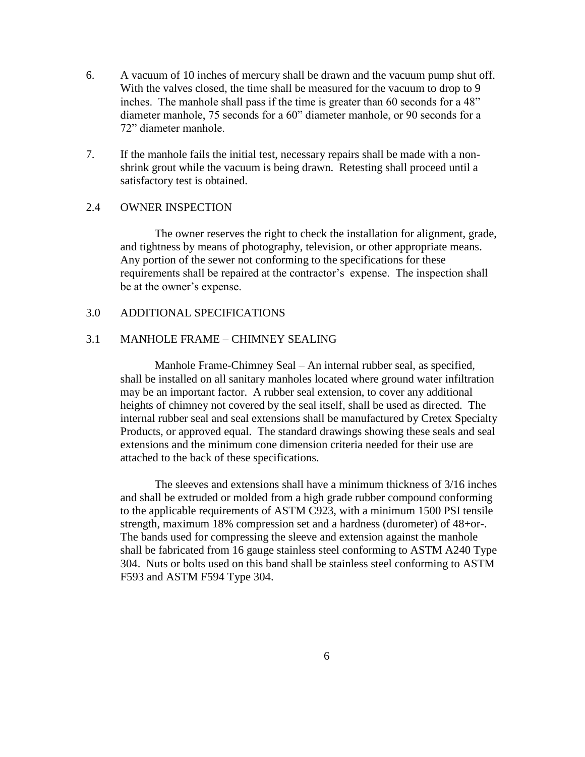6. A vacuum of 10 inches of mercury shall be drawn and the vacuum pump shut off. With the valves closed, the time shall be measured for the vacuum to drop to 9 inches. The manhole shall pass if the time is greater than 60 seconds for a 48" diameter manhole, 75 seconds for a 60" diameter manhole, or 90 seconds for a 72" diameter manhole.

7. If the manhole fails the initial test, necessary repairs shall be made with a non-shrink grout while the vacuum is being drawn. Retesting shall proceed until a satisfactory test is obtained.

## 2.4 OWNER INSPECTION

The owner reserves the right to check the installation for alignment, grade, and tightness by means of photography, television, or other appropriate means. Any portion of the sewer not conforming to the specifications for these requirements shall be repaired at the contractor's expense. The inspection shall be at the owner's expense.

# 3.0 ADDITIONAL SPECIFICATIONS

## 3.1 MANHOLE FRAME – CHIMNEY SEALING

Manhole Frame-Chimney Seal – An internal rubber seal, as specified, shall be installed on all sanitary manholes located where ground water infiltration may be an important factor. A rubber seal extension, to cover any additional heights of chimney not covered by the seal itself, shall be used as directed. The internal rubber seal and seal extensions shall be manufactured by Cretex Specialty Products, or approved equal. The standard drawings showing these seals and seal extensions and the minimum cone dimension criteria needed for their use are attached to the back of these specifications.

The sleeves and extensions shall have a minimum thickness of 3/16 inches and shall be extruded or molded from a high grade rubber compound conforming to the applicable requirements of ASTM C923, with a minimum 1500 PSI tensile strength, maximum 18% compression set and a hardness (durometer) of 48+or-. The bands used for compressing the sleeve and extension against the manhole shall be fabricated from 16 gauge stainless steel conforming to ASTM A240 Type 304. Nuts or bolts used on this band shall be stainless steel conforming to ASTM F593 and ASTM F594 Type 304.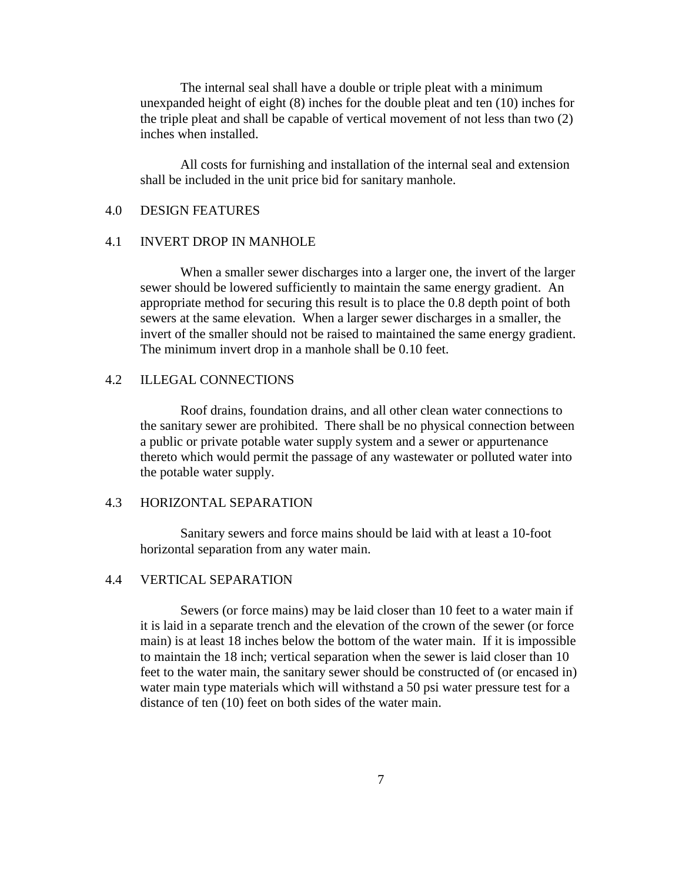The internal seal shall have a double or triple pleat with a minimum unexpanded height of eight (8) inches for the double pleat and ten (10) inches for the triple pleat and shall be capable of vertical movement of not less than two (2) inches when installed.

All costs for furnishing and installation of the internal seal and extension shall be included in the unit price bid for sanitary manhole.

## 4.0 DESIGN FEATURES

### 4.1 INVERT DROP IN MANHOLE

When a smaller sewer discharges into a larger one, the invert of the larger sewer should be lowered sufficiently to maintain the same energy gradient. An appropriate method for securing this result is to place the 0.8 depth point of both sewers at the same elevation. When a larger sewer discharges in a smaller, the invert of the smaller should not be raised to maintained the same energy gradient. The minimum invert drop in a manhole shall be 0.10 feet.

### 4.2 ILLEGAL CONNECTIONS

Roof drains, foundation drains, and all other clean water connections to the sanitary sewer are prohibited. There shall be no physical connection between a public or private potable water supply system and a sewer or appurtenance thereto which would permit the passage of any wastewater or polluted water into the potable water supply.

### 4.3 HORIZONTAL SEPARATION

Sanitary sewers and force mains should be laid with at least a 10-foot horizontal separation from any water main.

### 4.4 VERTICAL SEPARATION

Sewers (or force mains) may be laid closer than 10 feet to a water main if it is laid in a separate trench and the elevation of the crown of the sewer (or force main) is at least 18 inches below the bottom of the water main. If it is impossible to maintain the 18 inch; vertical separation when the sewer is laid closer than 10 feet to the water main, the sanitary sewer should be constructed of (or encased in) water main type materials which will withstand a 50 psi water pressure test for a distance of ten (10) feet on both sides of the water main.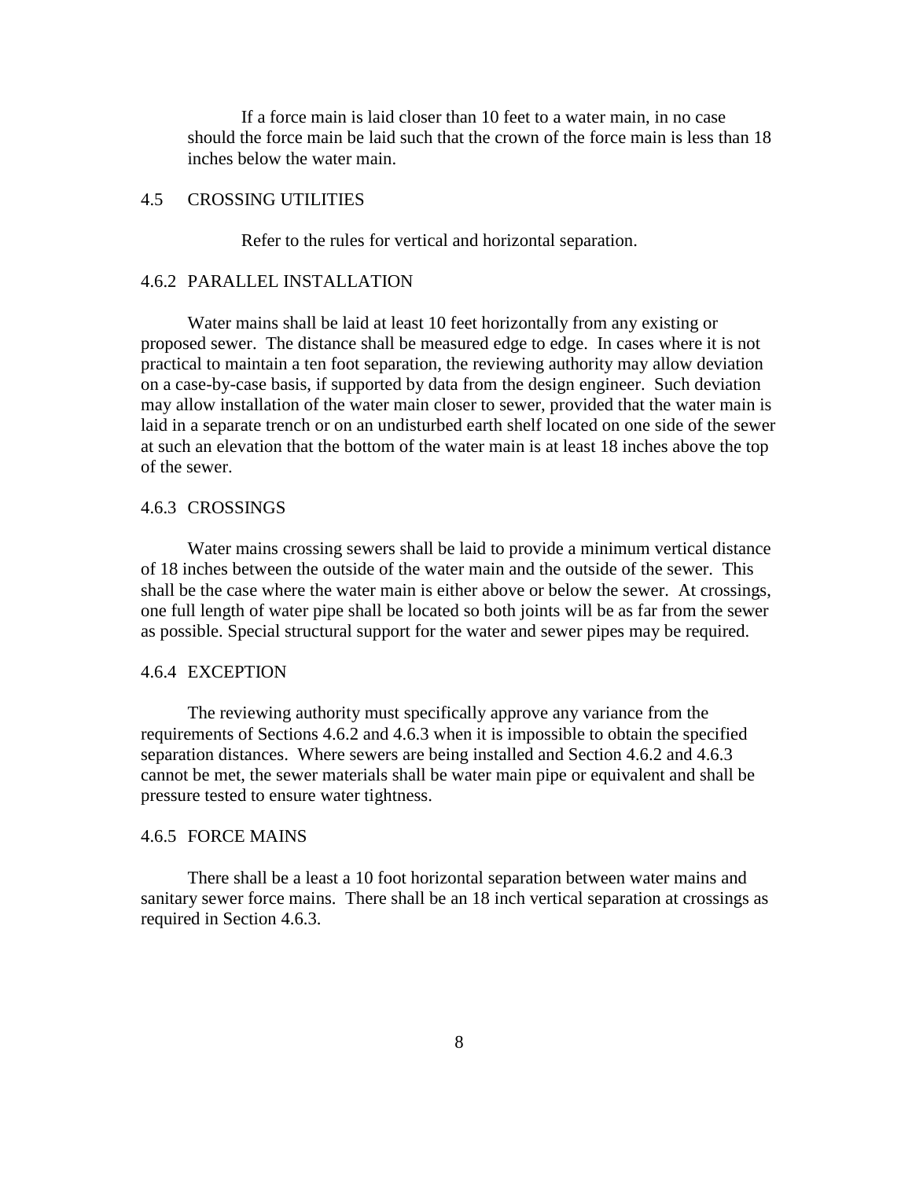If a force main is laid closer than 10 feet to a water main, in no case should the force main be laid such that the crown of the force main is less than 18 inches below the water main.

## 4.5 CROSSING UTILITIES

Refer to the rules for vertical and horizontal separation.

## 4.6.2 PARALLEL INSTALLATION

Water mains shall be laid at least 10 feet horizontally from any existing or proposed sewer. The distance shall be measured edge to edge. In cases where it is not practical to maintain a ten foot separation, the reviewing authority may allow deviation on a case-by-case basis, if supported by data from the design engineer. Such deviation may allow installation of the water main closer to sewer, provided that the water main is laid in a separate trench or on an undisturbed earth shelf located on one side of the sewer at such an elevation that the bottom of the water main is at least 18 inches above the top of the sewer.

## 4.6.3 CROSSINGS

Water mains crossing sewers shall be laid to provide a minimum vertical distance of 18 inches between the outside of the water main and the outside of the sewer. This shall be the case where the water main is either above or below the sewer. At crossings, one full length of water pipe shall be located so both joints will be as far from the sewer as possible. Special structural support for the water and sewer pipes may be required.

## 4.6.4 EXCEPTION

The reviewing authority must specifically approve any variance from the requirements of Sections 4.6.2 and 4.6.3 when it is impossible to obtain the specified separation distances. Where sewers are being installed and Section 4.6.2 and 4.6.3 cannot be met, the sewer materials shall be water main pipe or equivalent and shall be pressure tested to ensure water tightness.

## 4.6.5 FORCE MAINS

There shall be a least a 10 foot horizontal separation between water mains and sanitary sewer force mains. There shall be an 18 inch vertical separation at crossings as required in Section 4.6.3.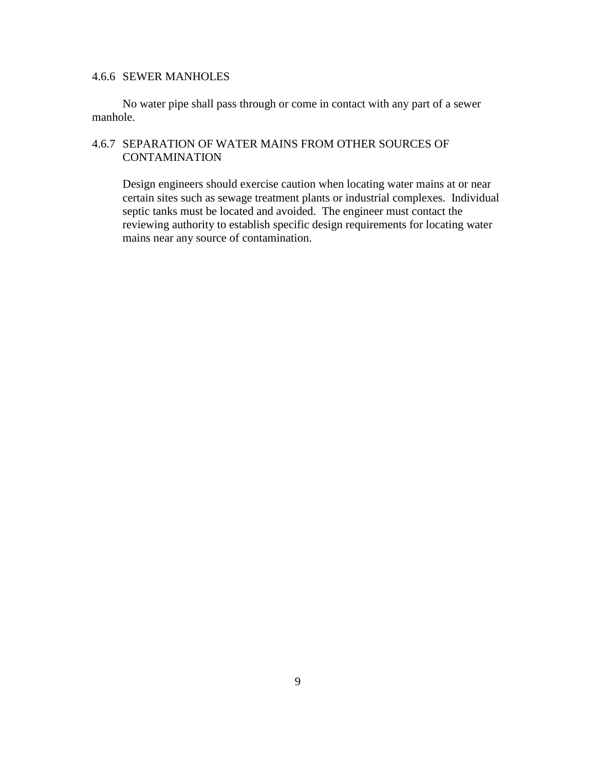### 4.6.6 SEWER MANHOLES

No water pipe shall pass through or come in contact with any part of a sewer manhole.

### 4.6.7 SEPARATION OF WATER MAINS FROM OTHER SOURCES OF CONTAMINATION

Design engineers should exercise caution when locating water mains at or near certain sites such as sewage treatment plants or industrial complexes. Individual septic tanks must be located and avoided. The engineer must contact the reviewing authority to establish specific design requirements for locating water mains near any source of contamination.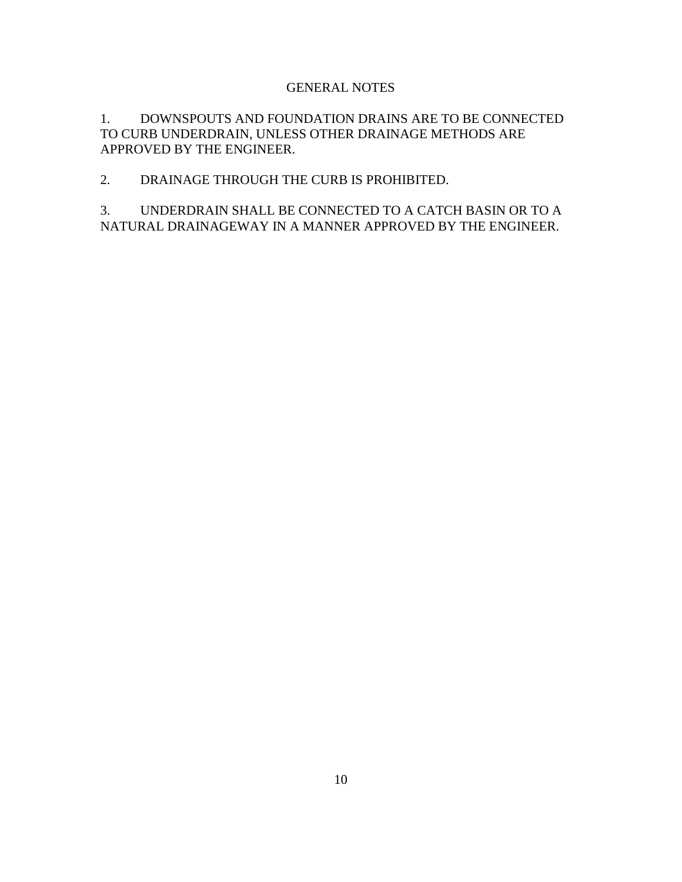# GENERAL NOTES

1. DOWNSPOUTS AND FOUNDATION DRAINS ARE TO BE CONNECTED TO CURB UNDERDRAIN, UNLESS OTHER DRAINAGE METHODS ARE APPROVED BY THE ENGINEER.

2. DRAINAGE THROUGH THE CURB IS PROHIBITED.

3. UNDERDRAIN SHALL BE CONNECTED TO A CATCH BASIN OR TO A NATURAL DRAINAGEWAY IN A MANNER APPROVED BY THE ENGINEER.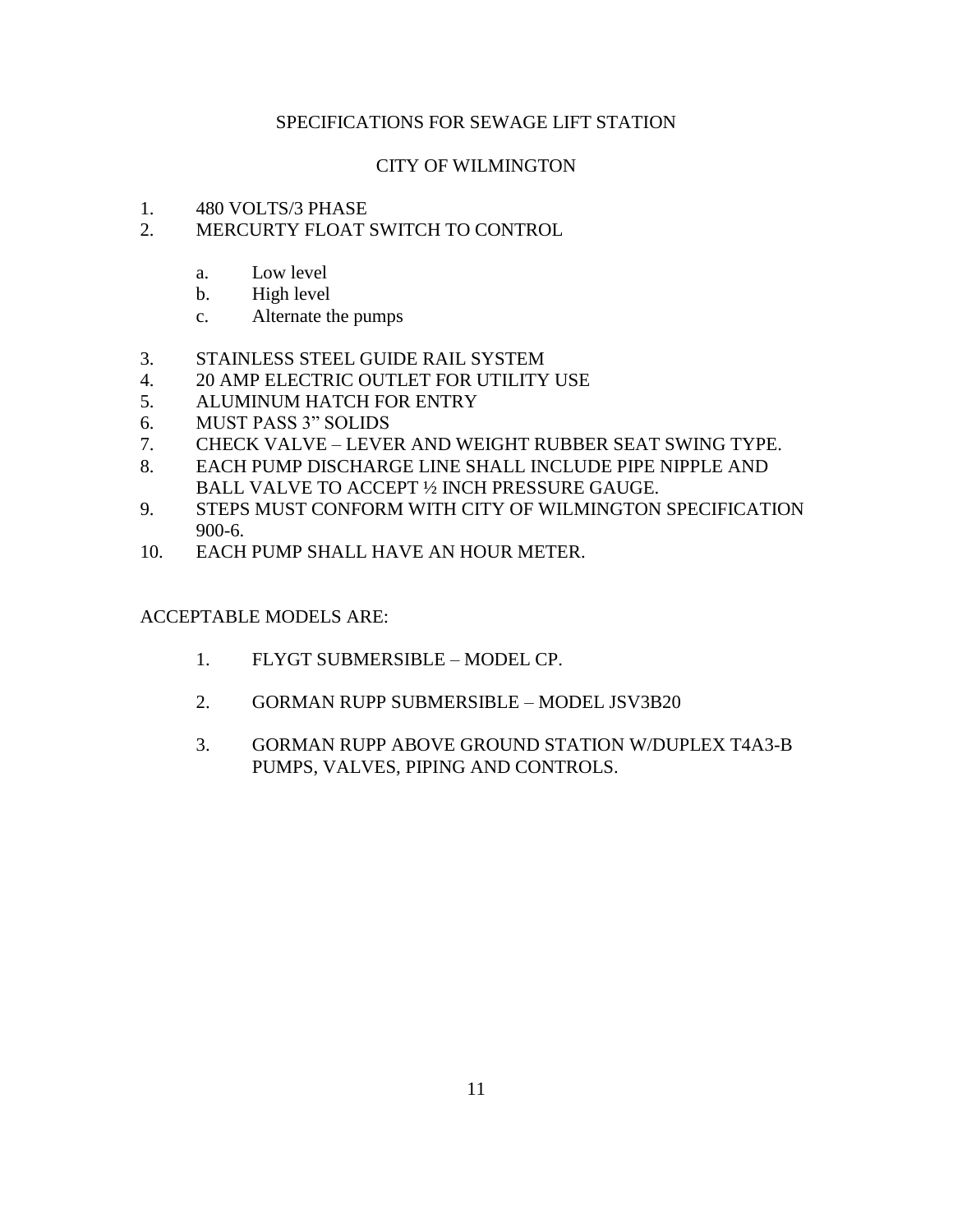# SPECIFICATIONS FOR SEWAGE LIFT STATION

## CITY OF WILMINGTON

1. 480 VOLTS/3 PHASE
2. MERCURTY FLOAT SWITCH TO CONTROL
   a. Low level
   b. High level
   c. Alternate the pumps
3. STAINLESS STEEL GUIDE RAIL SYSTEM
4. 20 AMP ELECTRIC OUTLET FOR UTILITY USE
5. ALUMINUM HATCH FOR ENTRY
6. MUST PASS 3" SOLIDS
7. CHECK VALVE – LEVER AND WEIGHT RUBBER SEAT SWING TYPE.
8. EACH PUMP DISCHARGE LINE SHALL INCLUDE PIPE NIPPLE AND BALL VALVE TO ACCEPT ½ INCH PRESSURE GAUGE.
9. STEPS MUST CONFORM WITH CITY OF WILMINGTON SPECIFICATION 900-6.
10. EACH PUMP SHALL HAVE AN HOUR METER.

ACCEPTABLE MODELS ARE:

1. FLYGT SUBMERSIBLE – MODEL CP.
2. GORMAN RUPP SUBMERSIBLE – MODEL JSV3B20
3. GORMAN RUPP ABOVE GROUND STATION W/DUPLEX T4A3-B PUMPS, VALVES, PIPING AND CONTROLS.